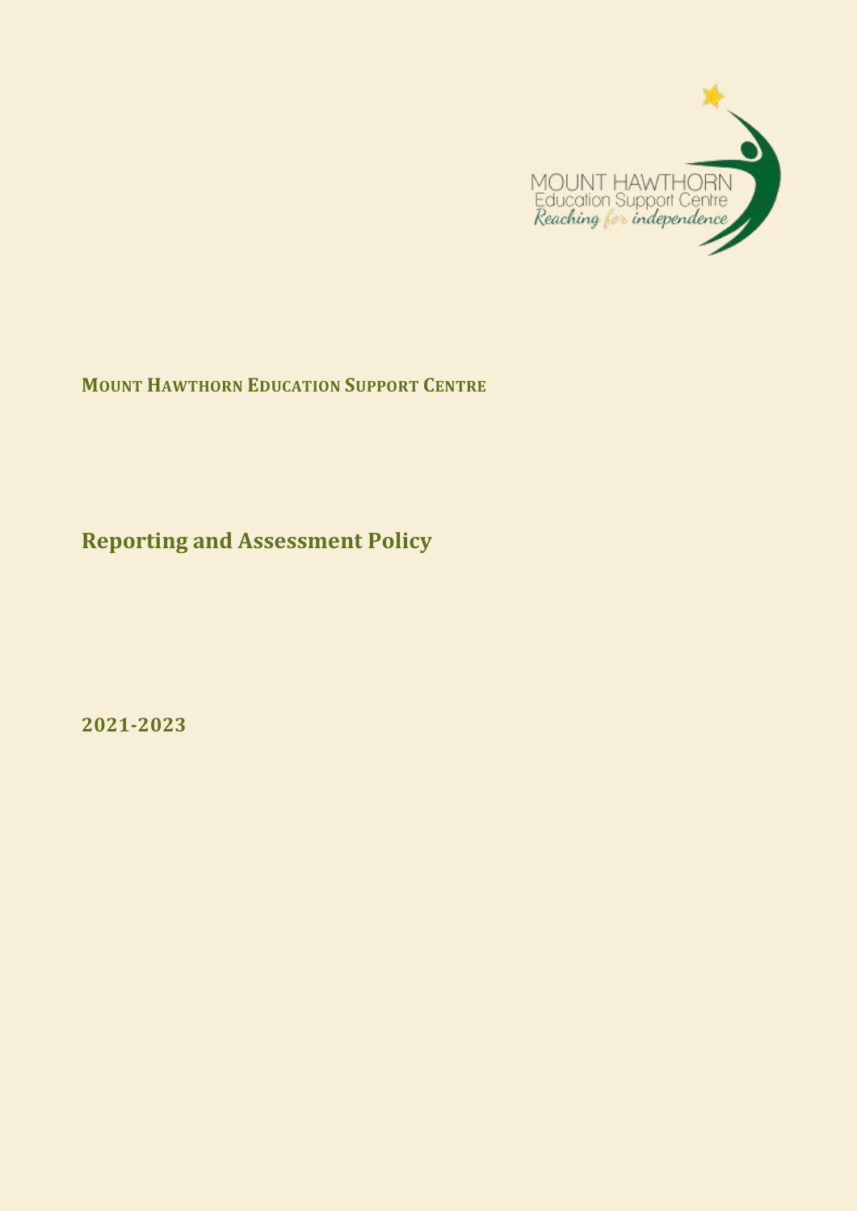MOUNT HAWTHORN
Education Support Centre
*Reaching for independence*

**MOUNT HAWTHORN EDUCATION SUPPORT CENTRE**

# Reporting and Assessment Policy

**2021-2023**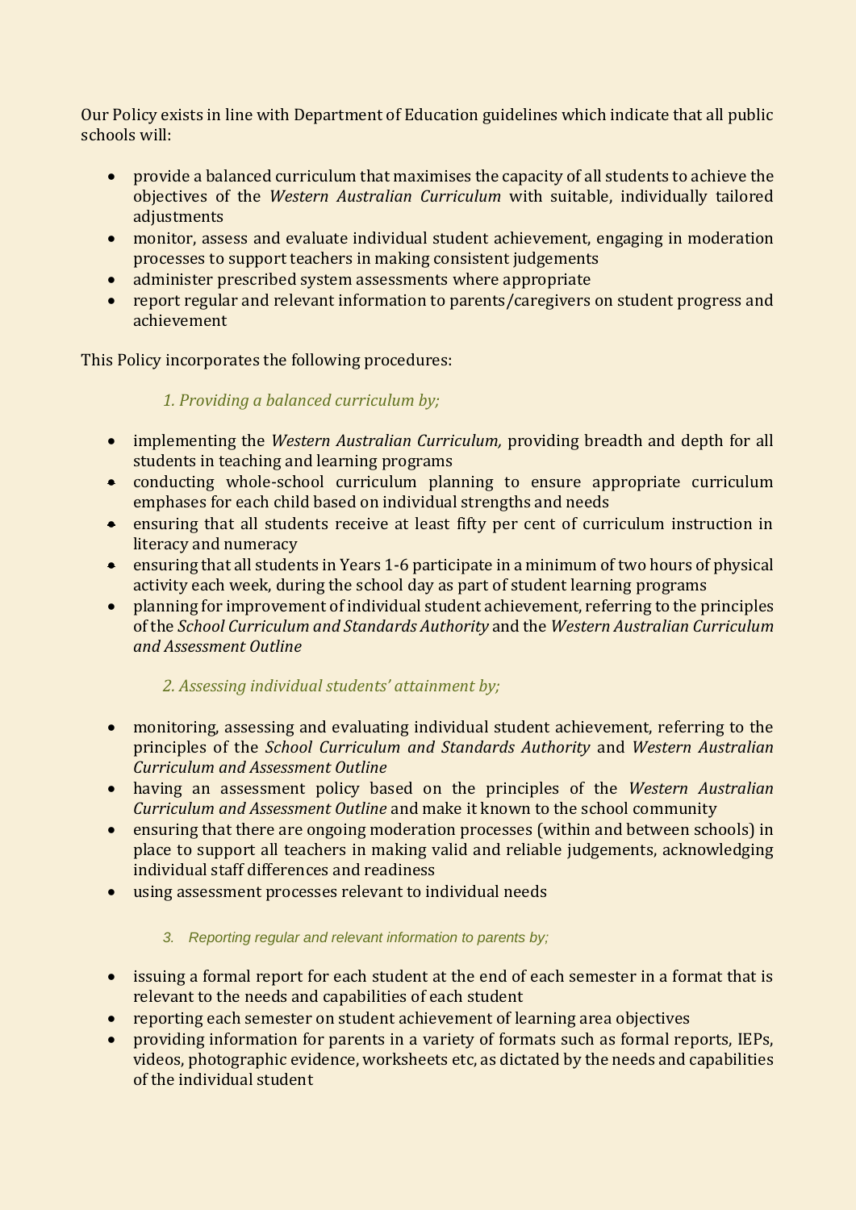Our Policy exists in line with Department of Education guidelines which indicate that all public schools will:

- provide a balanced curriculum that maximises the capacity of all students to achieve the objectives of the *Western Australian Curriculum* with suitable, individually tailored adjustments
- monitor, assess and evaluate individual student achievement, engaging in moderation processes to support teachers in making consistent judgements
- administer prescribed system assessments where appropriate
- report regular and relevant information to parents/caregivers on student progress and achievement

This Policy incorporates the following procedures:

*1. Providing a balanced curriculum by;*

- implementing the *Western Australian Curriculum,* providing breadth and depth for all students in teaching and learning programs
- conducting whole-school curriculum planning to ensure appropriate curriculum emphases for each child based on individual strengths and needs
- ensuring that all students receive at least fifty per cent of curriculum instruction in literacy and numeracy
- ensuring that all students in Years 1-6 participate in a minimum of two hours of physical activity each week, during the school day as part of student learning programs
- planning for improvement of individual student achievement, referring to the principles of the *School Curriculum and Standards Authority* and the *Western Australian Curriculum and Assessment Outline*

*2. Assessing individual students' attainment by;*

- monitoring, assessing and evaluating individual student achievement, referring to the principles of the *School Curriculum and Standards Authority* and *Western Australian Curriculum and Assessment Outline*
- having an assessment policy based on the principles of the *Western Australian Curriculum and Assessment Outline* and make it known to the school community
- ensuring that there are ongoing moderation processes (within and between schools) in place to support all teachers in making valid and reliable judgements, acknowledging individual staff differences and readiness
- using assessment processes relevant to individual needs

*3. Reporting regular and relevant information to parents by;*

- issuing a formal report for each student at the end of each semester in a format that is relevant to the needs and capabilities of each student
- reporting each semester on student achievement of learning area objectives
- providing information for parents in a variety of formats such as formal reports, IEPs, videos, photographic evidence, worksheets etc, as dictated by the needs and capabilities of the individual student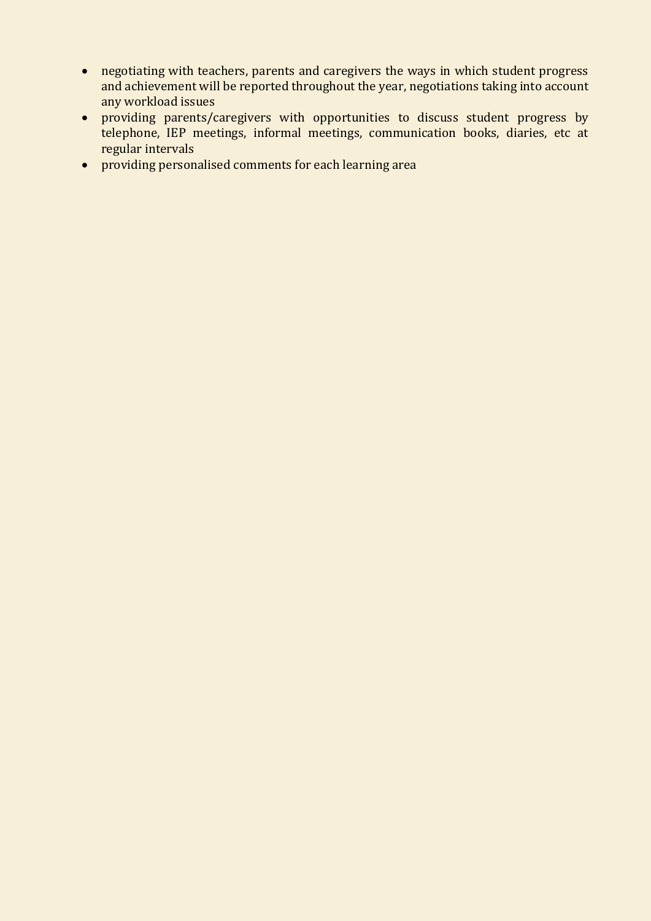- negotiating with teachers, parents and caregivers the ways in which student progress and achievement will be reported throughout the year, negotiations taking into account any workload issues
- providing parents/caregivers with opportunities to discuss student progress by telephone, IEP meetings, informal meetings, communication books, diaries, etc at regular intervals
- providing personalised comments for each learning area